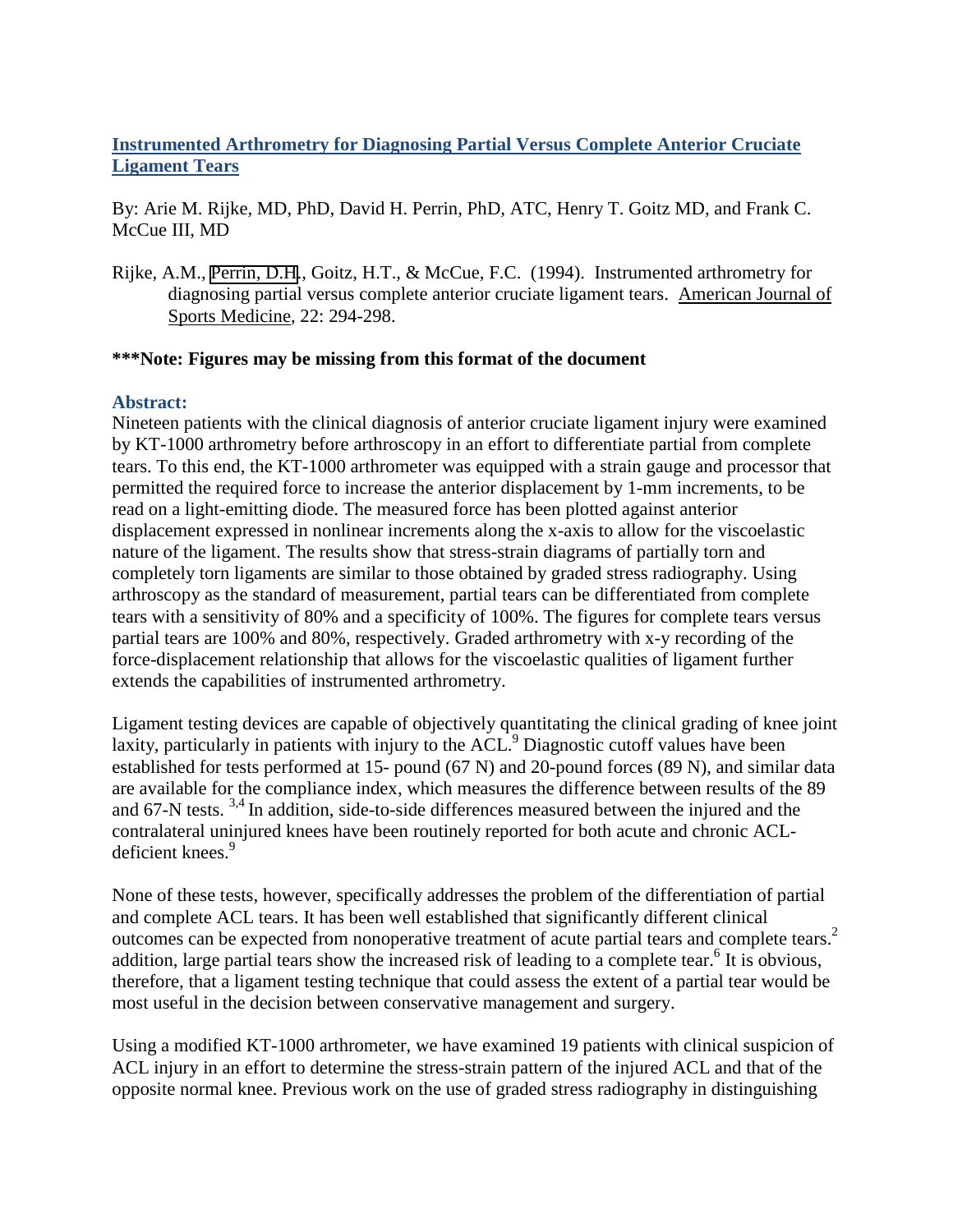# Instrumented Arthrometry for Diagnosing Partial Versus Complete Anterior Cruciate Ligament Tears

By: Arie M. Rijke, MD, PhD, David H. Perrin, PhD, ATC, Henry T. Goitz MD, and Frank C. McCue III, MD

Rijke, A.M., Perrin, D.H., Goitz, H.T., & McCue, F.C. (1994). Instrumented arthrometry for diagnosing partial versus complete anterior cruciate ligament tears. American Journal of Sports Medicine, 22: 294-298.

**\*\*\*Note: Figures may be missing from this format of the document**

## Abstract:

Nineteen patients with the clinical diagnosis of anterior cruciate ligament injury were examined by KT-1000 arthrometry before arthroscopy in an effort to differentiate partial from complete tears. To this end, the KT-1000 arthrometer was equipped with a strain gauge and processor that permitted the required force to increase the anterior displacement by 1-mm increments, to be read on a light-emitting diode. The measured force has been plotted against anterior displacement expressed in nonlinear increments along the x-axis to allow for the viscoelastic nature of the ligament. The results show that stress-strain diagrams of partially torn and completely torn ligaments are similar to those obtained by graded stress radiography. Using arthroscopy as the standard of measurement, partial tears can be differentiated from complete tears with a sensitivity of 80% and a specificity of 100%. The figures for complete tears versus partial tears are 100% and 80%, respectively. Graded arthrometry with x-y recording of the force-displacement relationship that allows for the viscoelastic qualities of ligament further extends the capabilities of instrumented arthrometry.

Ligament testing devices are capable of objectively quantitating the clinical grading of knee joint laxity, particularly in patients with injury to the ACL.[9] Diagnostic cutoff values have been established for tests performed at 15- pound (67 N) and 20-pound forces (89 N), and similar data are available for the compliance index, which measures the difference between results of the 89 and 67-N tests. [3,4] In addition, side-to-side differences measured between the injured and the contralateral uninjured knees have been routinely reported for both acute and chronic ACL-deficient knees.[9]

None of these tests, however, specifically addresses the problem of the differentiation of partial and complete ACL tears. It has been well established that significantly different clinical outcomes can be expected from nonoperative treatment of acute partial tears and complete tears.[2] addition, large partial tears show the increased risk of leading to a complete tear.[6] It is obvious, therefore, that a ligament testing technique that could assess the extent of a partial tear would be most useful in the decision between conservative management and surgery.

Using a modified KT-1000 arthrometer, we have examined 19 patients with clinical suspicion of ACL injury in an effort to determine the stress-strain pattern of the injured ACL and that of the opposite normal knee. Previous work on the use of graded stress radiography in distinguishing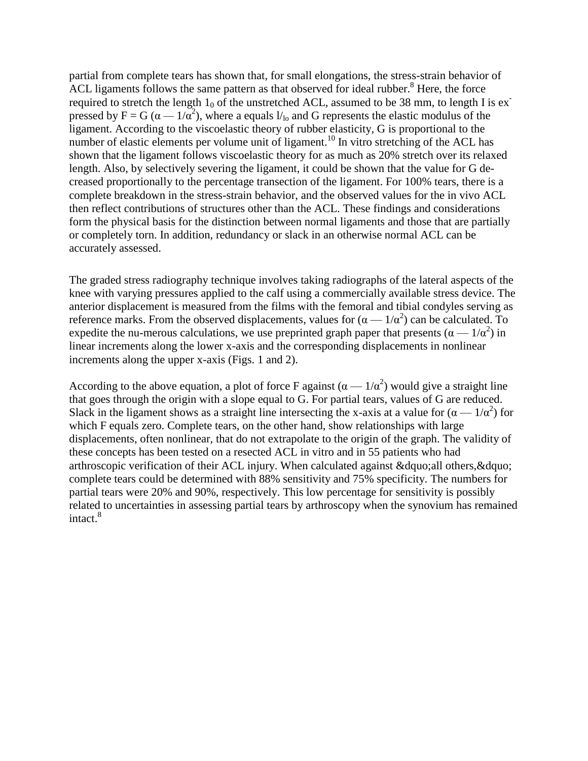partial from complete tears has shown that, for small elongations, the stress-strain behavior of ACL ligaments follows the same pattern as that observed for ideal rubber.[8] Here, the force required to stretch the length $1_0$ of the unstretched ACL, assumed to be 38 mm, to length I is expressed by $F = G (\alpha — 1/\alpha^2)$, where a equals $l/_{lo}$ and G represents the elastic modulus of the ligament. According to the viscoelastic theory of rubber elasticity, G is proportional to the number of elastic elements per volume unit of ligament.[10] In vitro stretching of the ACL has shown that the ligament follows viscoelastic theory for as much as 20% stretch over its relaxed length. Also, by selectively severing the ligament, it could be shown that the value for G decreased proportionally to the percentage transection of the ligament. For 100% tears, there is a complete breakdown in the stress-strain behavior, and the observed values for the in vivo ACL then reflect contributions of structures other than the ACL. These findings and considerations form the physical basis for the distinction between normal ligaments and those that are partially or completely torn. In addition, redundancy or slack in an otherwise normal ACL can be accurately assessed.

The graded stress radiography technique involves taking radiographs of the lateral aspects of the knee with varying pressures applied to the calf using a commercially available stress device. The anterior displacement is measured from the films with the femoral and tibial condyles serving as reference marks. From the observed displacements, values for $(\alpha — 1/\alpha^2)$ can be calculated. To expedite the nu-merous calculations, we use preprinted graph paper that presents $(\alpha — 1/\alpha^2)$ in linear increments along the lower x-axis and the corresponding displacements in nonlinear increments along the upper x-axis (Figs. 1 and 2).

According to the above equation, a plot of force F against $(\alpha — 1/\alpha^2)$ would give a straight line that goes through the origin with a slope equal to G. For partial tears, values of G are reduced. Slack in the ligament shows as a straight line intersecting the x-axis at a value for $(\alpha — 1/\alpha^2)$ for which F equals zero. Complete tears, on the other hand, show relationships with large displacements, often nonlinear, that do not extrapolate to the origin of the graph. The validity of these concepts has been tested on a resected ACL in vitro and in 55 patients who had arthroscopic verification of their ACL injury. When calculated against &dquo;all others,&dquo; complete tears could be determined with 88% sensitivity and 75% specificity. The numbers for partial tears were 20% and 90%, respectively. This low percentage for sensitivity is possibly related to uncertainties in assessing partial tears by arthroscopy when the synovium has remained intact.[8]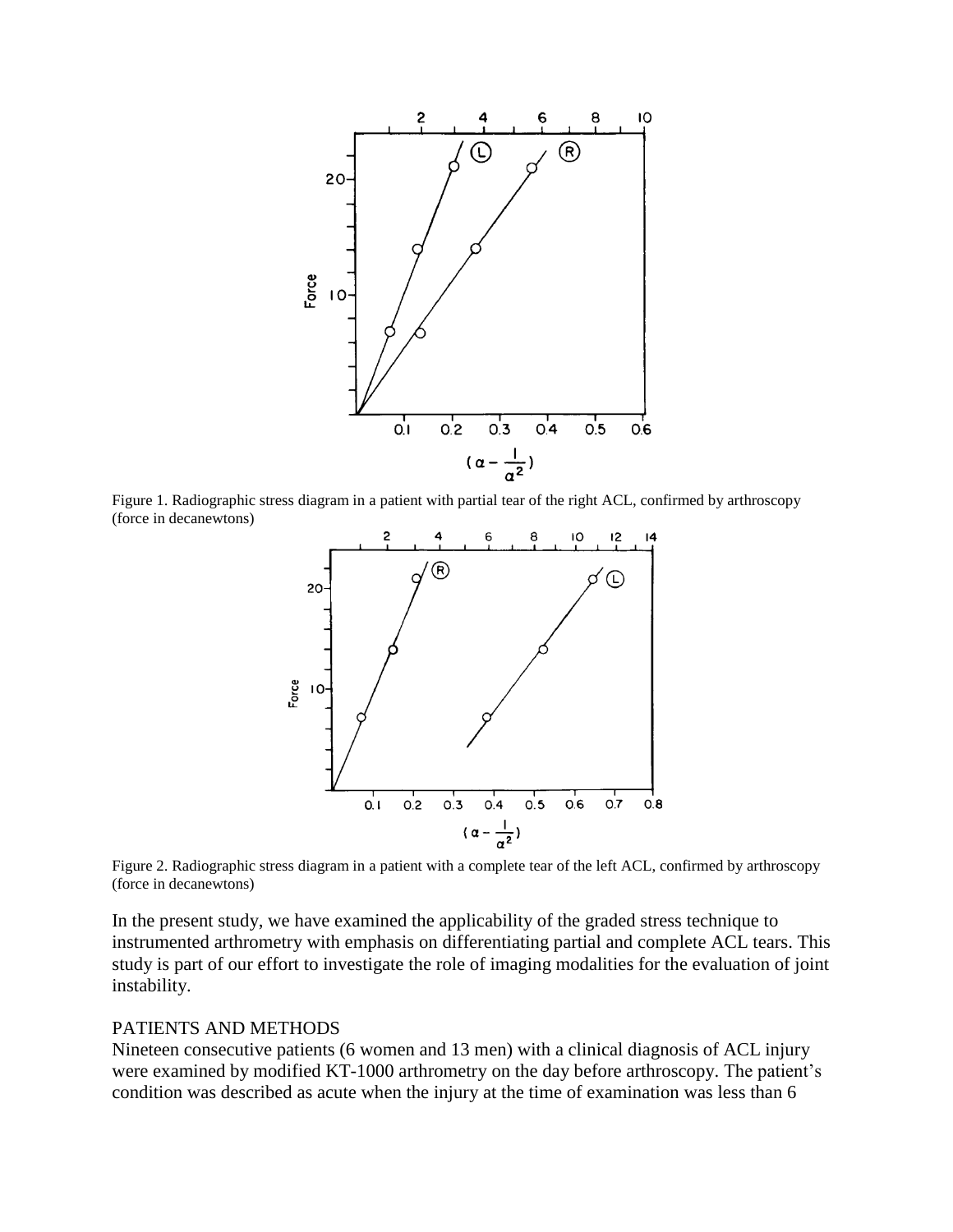Figure 1. Radiographic stress diagram in a patient with partial tear of the right ACL, confirmed by arthroscopy (force in decanewtons)

Figure 2. Radiographic stress diagram in a patient with a complete tear of the left ACL, confirmed by arthroscopy (force in decanewtons)

In the present study, we have examined the applicability of the graded stress technique to instrumented arthrometry with emphasis on differentiating partial and complete ACL tears. This study is part of our effort to investigate the role of imaging modalities for the evaluation of joint instability.

## PATIENTS AND METHODS

Nineteen consecutive patients (6 women and 13 men) with a clinical diagnosis of ACL injury were examined by modified KT-1000 arthrometry on the day before arthroscopy. The patient's condition was described as acute when the injury at the time of examination was less than 6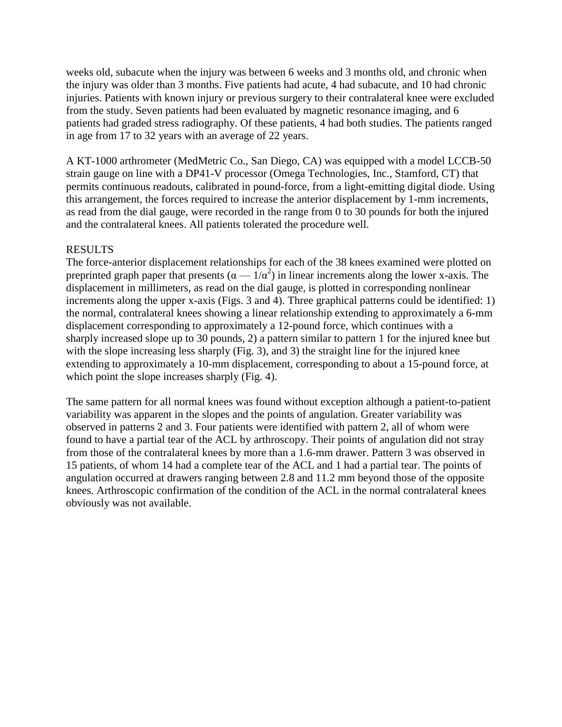weeks old, subacute when the injury was between 6 weeks and 3 months old, and chronic when the injury was older than 3 months. Five patients had acute, 4 had subacute, and 10 had chronic injuries. Patients with known injury or previous surgery to their contralateral knee were excluded from the study. Seven patients had been evaluated by magnetic resonance imaging, and 6 patients had graded stress radiography. Of these patients, 4 had both studies. The patients ranged in age from 17 to 32 years with an average of 22 years.

A KT-1000 arthrometer (MedMetric Co., San Diego, CA) was equipped with a model LCCB-50 strain gauge on line with a DP41-V processor (Omega Technologies, Inc., Stamford, CT) that permits continuous readouts, calibrated in pound-force, from a light-emitting digital diode. Using this arrangement, the forces required to increase the anterior displacement by 1-mm increments, as read from the dial gauge, were recorded in the range from 0 to 30 pounds for both the injured and the contralateral knees. All patients tolerated the procedure well.

## RESULTS

The force-anterior displacement relationships for each of the 38 knees examined were plotted on preprinted graph paper that presents ($\alpha — 1/\alpha^2$) in linear increments along the lower x-axis. The displacement in millimeters, as read on the dial gauge, is plotted in corresponding nonlinear increments along the upper x-axis (Figs. 3 and 4). Three graphical patterns could be identified: 1) the normal, contralateral knees showing a linear relationship extending to approximately a 6-mm displacement corresponding to approximately a 12-pound force, which continues with a sharply increased slope up to 30 pounds, 2) a pattern similar to pattern 1 for the injured knee but with the slope increasing less sharply (Fig. 3), and 3) the straight line for the injured knee extending to approximately a 10-mm displacement, corresponding to about a 15-pound force, at which point the slope increases sharply (Fig. 4).

The same pattern for all normal knees was found without exception although a patient-to-patient variability was apparent in the slopes and the points of angulation. Greater variability was observed in patterns 2 and 3. Four patients were identified with pattern 2, all of whom were found to have a partial tear of the ACL by arthroscopy. Their points of angulation did not stray from those of the contralateral knees by more than a 1.6-mm drawer. Pattern 3 was observed in 15 patients, of whom 14 had a complete tear of the ACL and 1 had a partial tear. The points of angulation occurred at drawers ranging between 2.8 and 11.2 mm beyond those of the opposite knees. Arthroscopic confirmation of the condition of the ACL in the normal contralateral knees obviously was not available.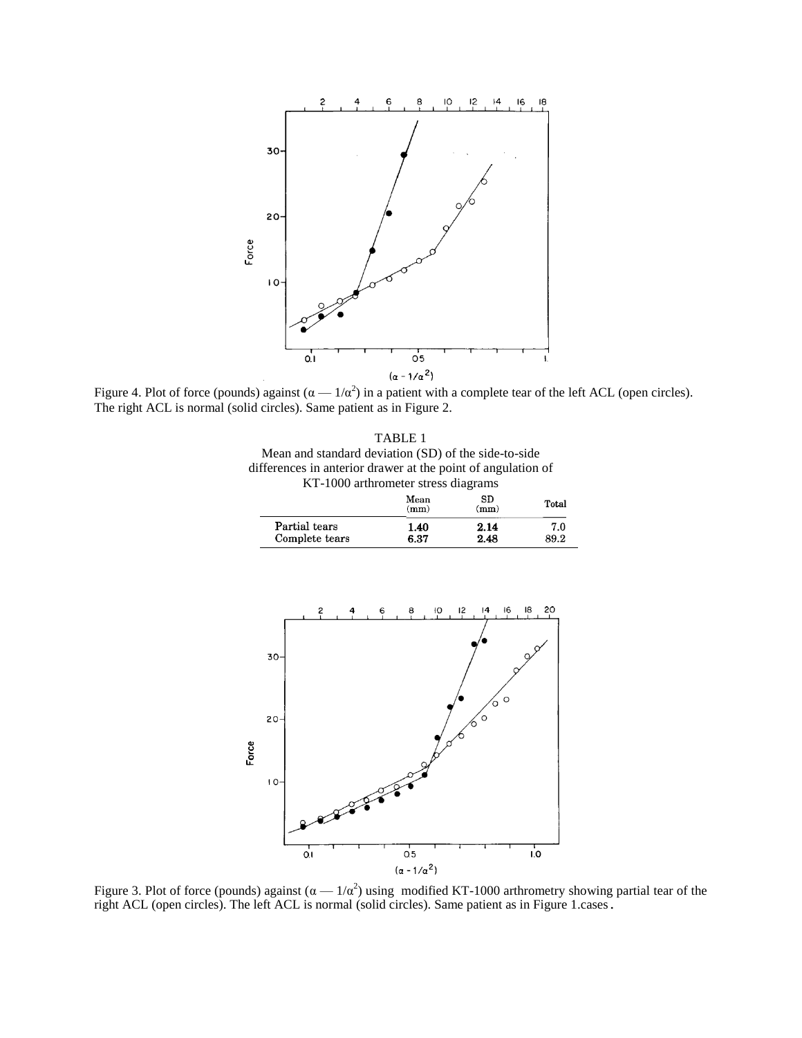Figure 4. Plot of force (pounds) against ($\alpha$ — $1/\alpha^2$) in a patient with a complete tear of the left ACL (open circles). The right ACL is normal (solid circles). Same patient as in Figure 2.

TABLE 1
Mean and standard deviation (SD) of the side-to-side differences in anterior drawer at the point of angulation of KT-1000 arthrometer stress diagrams

| | Mean (mm) | SD (mm) | Total |
|---|---|---|---|
| Partial tears | 1.40 | 2.14 | 7.0 |
| Complete tears | 6.37 | 2.48 | 89.2 |

Figure 3. Plot of force (pounds) against ($\alpha$ — $1/\alpha^2$) using modified KT-1000 arthrometry showing partial tear of the right ACL (open circles). The left ACL is normal (solid circles). Same patient as in Figure 1.cases.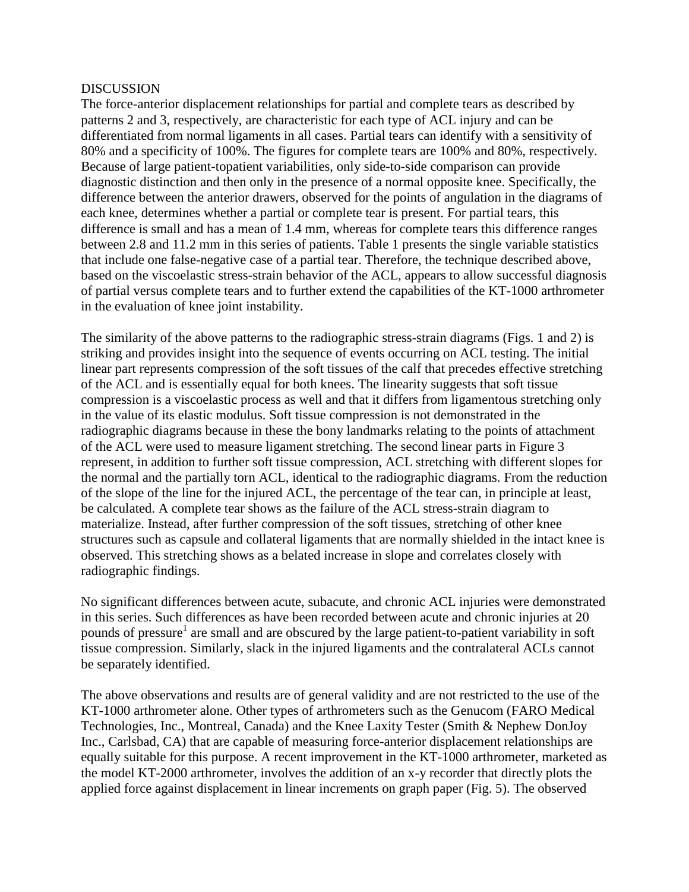## DISCUSSION

The force-anterior displacement relationships for partial and complete tears as described by patterns 2 and 3, respectively, are characteristic for each type of ACL injury and can be differentiated from normal ligaments in all cases. Partial tears can identify with a sensitivity of 80% and a specificity of 100%. The figures for complete tears are 100% and 80%, respectively. Because of large patient-topatient variabilities, only side-to-side comparison can provide diagnostic distinction and then only in the presence of a normal opposite knee. Specifically, the difference between the anterior drawers, observed for the points of angulation in the diagrams of each knee, determines whether a partial or complete tear is present. For partial tears, this difference is small and has a mean of 1.4 mm, whereas for complete tears this difference ranges between 2.8 and 11.2 mm in this series of patients. Table 1 presents the single variable statistics that include one false-negative case of a partial tear. Therefore, the technique described above, based on the viscoelastic stress-strain behavior of the ACL, appears to allow successful diagnosis of partial versus complete tears and to further extend the capabilities of the KT-1000 arthrometer in the evaluation of knee joint instability.

The similarity of the above patterns to the radiographic stress-strain diagrams (Figs. 1 and 2) is striking and provides insight into the sequence of events occurring on ACL testing. The initial linear part represents compression of the soft tissues of the calf that precedes effective stretching of the ACL and is essentially equal for both knees. The linearity suggests that soft tissue compression is a viscoelastic process as well and that it differs from ligamentous stretching only in the value of its elastic modulus. Soft tissue compression is not demonstrated in the radiographic diagrams because in these the bony landmarks relating to the points of attachment of the ACL were used to measure ligament stretching. The second linear parts in Figure 3 represent, in addition to further soft tissue compression, ACL stretching with different slopes for the normal and the partially torn ACL, identical to the radiographic diagrams. From the reduction of the slope of the line for the injured ACL, the percentage of the tear can, in principle at least, be calculated. A complete tear shows as the failure of the ACL stress-strain diagram to materialize. Instead, after further compression of the soft tissues, stretching of other knee structures such as capsule and collateral ligaments that are normally shielded in the intact knee is observed. This stretching shows as a belated increase in slope and correlates closely with radiographic findings.

No significant differences between acute, subacute, and chronic ACL injuries were demonstrated in this series. Such differences as have been recorded between acute and chronic injuries at 20 pounds of pressure[1] are small and are obscured by the large patient-to-patient variability in soft tissue compression. Similarly, slack in the injured ligaments and the contralateral ACLs cannot be separately identified.

The above observations and results are of general validity and are not restricted to the use of the KT-1000 arthrometer alone. Other types of arthrometers such as the Genucom (FARO Medical Technologies, Inc., Montreal, Canada) and the Knee Laxity Tester (Smith & Nephew DonJoy Inc., Carlsbad, CA) that are capable of measuring force-anterior displacement relationships are equally suitable for this purpose. A recent improvement in the KT-1000 arthrometer, marketed as the model KT-2000 arthrometer, involves the addition of an x-y recorder that directly plots the applied force against displacement in linear increments on graph paper (Fig. 5). The observed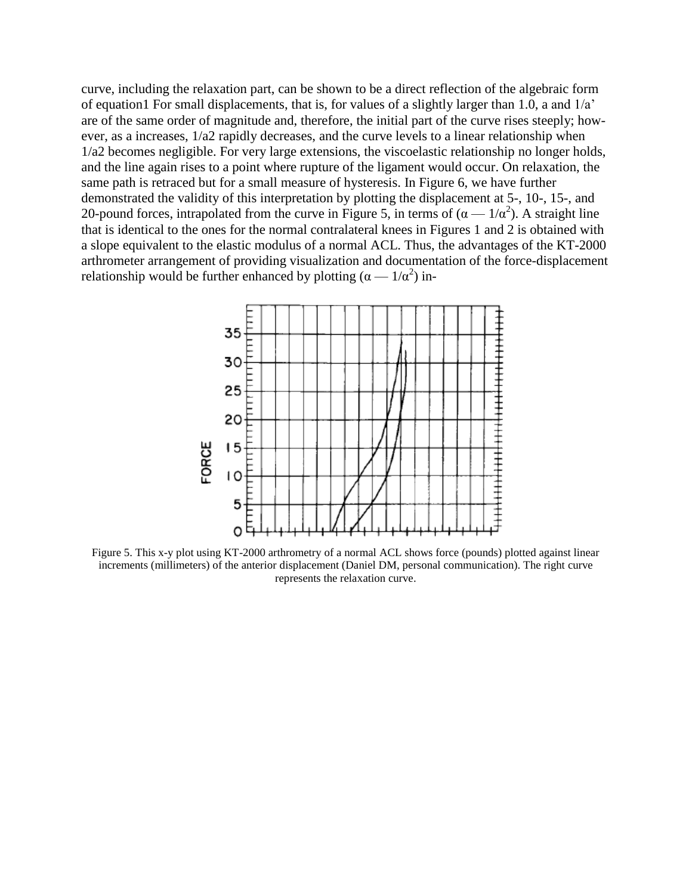curve, including the relaxation part, can be shown to be a direct reflection of the algebraic form of equation1 For small displacements, that is, for values of a slightly larger than 1.0, a and 1/a' are of the same order of magnitude and, therefore, the initial part of the curve rises steeply; however, as a increases, 1/a2 rapidly decreases, and the curve levels to a linear relationship when 1/a2 becomes negligible. For very large extensions, the viscoelastic relationship no longer holds, and the line again rises to a point where rupture of the ligament would occur. On relaxation, the same path is retraced but for a small measure of hysteresis. In Figure 6, we have further demonstrated the validity of this interpretation by plotting the displacement at 5-, 10-, 15-, and 20-pound forces, intrapolated from the curve in Figure 5, in terms of ($\alpha - 1/\alpha^2$). A straight line that is identical to the ones for the normal contralateral knees in Figures 1 and 2 is obtained with a slope equivalent to the elastic modulus of a normal ACL. Thus, the advantages of the KT-2000 arthrometer arrangement of providing visualization and documentation of the force-displacement relationship would be further enhanced by plotting ($\alpha - 1/\alpha^2$) in-

Figure 5. This x-y plot using KT-2000 arthrometry of a normal ACL shows force (pounds) plotted against linear increments (millimeters) of the anterior displacement (Daniel DM, personal communication). The right curve represents the relaxation curve.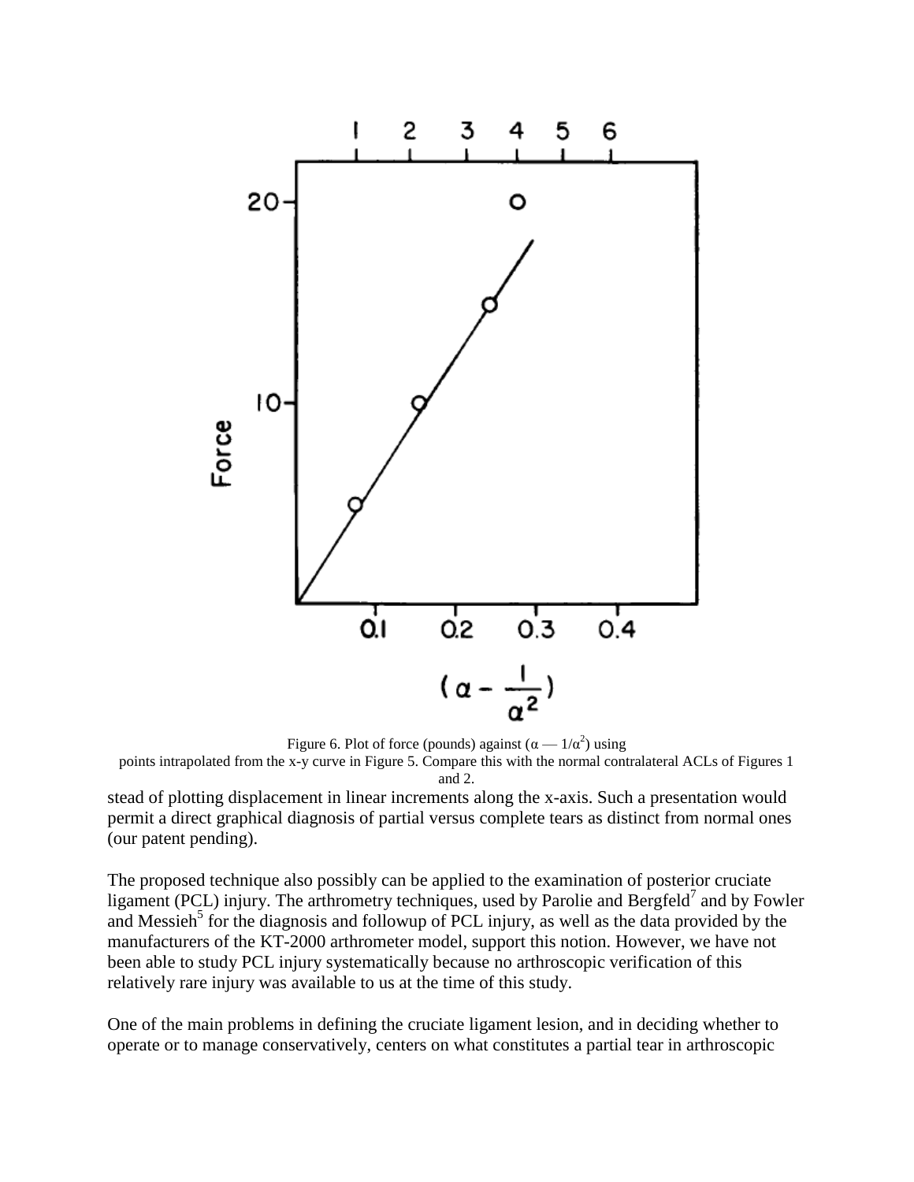Figure 6. Plot of force (pounds) against ($\alpha - 1/\alpha^2$) using points intrapolated from the x-y curve in Figure 5. Compare this with the normal contralateral ACLs of Figures 1 and 2.

stead of plotting displacement in linear increments along the x-axis. Such a presentation would permit a direct graphical diagnosis of partial versus complete tears as distinct from normal ones (our patent pending).

The proposed technique also possibly can be applied to the examination of posterior cruciate ligament (PCL) injury. The arthrometry techniques, used by Parolie and Bergfeld[7] and by Fowler and Messieh[5] for the diagnosis and followup of PCL injury, as well as the data provided by the manufacturers of the KT-2000 arthrometer model, support this notion. However, we have not been able to study PCL injury systematically because no arthroscopic verification of this relatively rare injury was available to us at the time of this study.

One of the main problems in defining the cruciate ligament lesion, and in deciding whether to operate or to manage conservatively, centers on what constitutes a partial tear in arthroscopic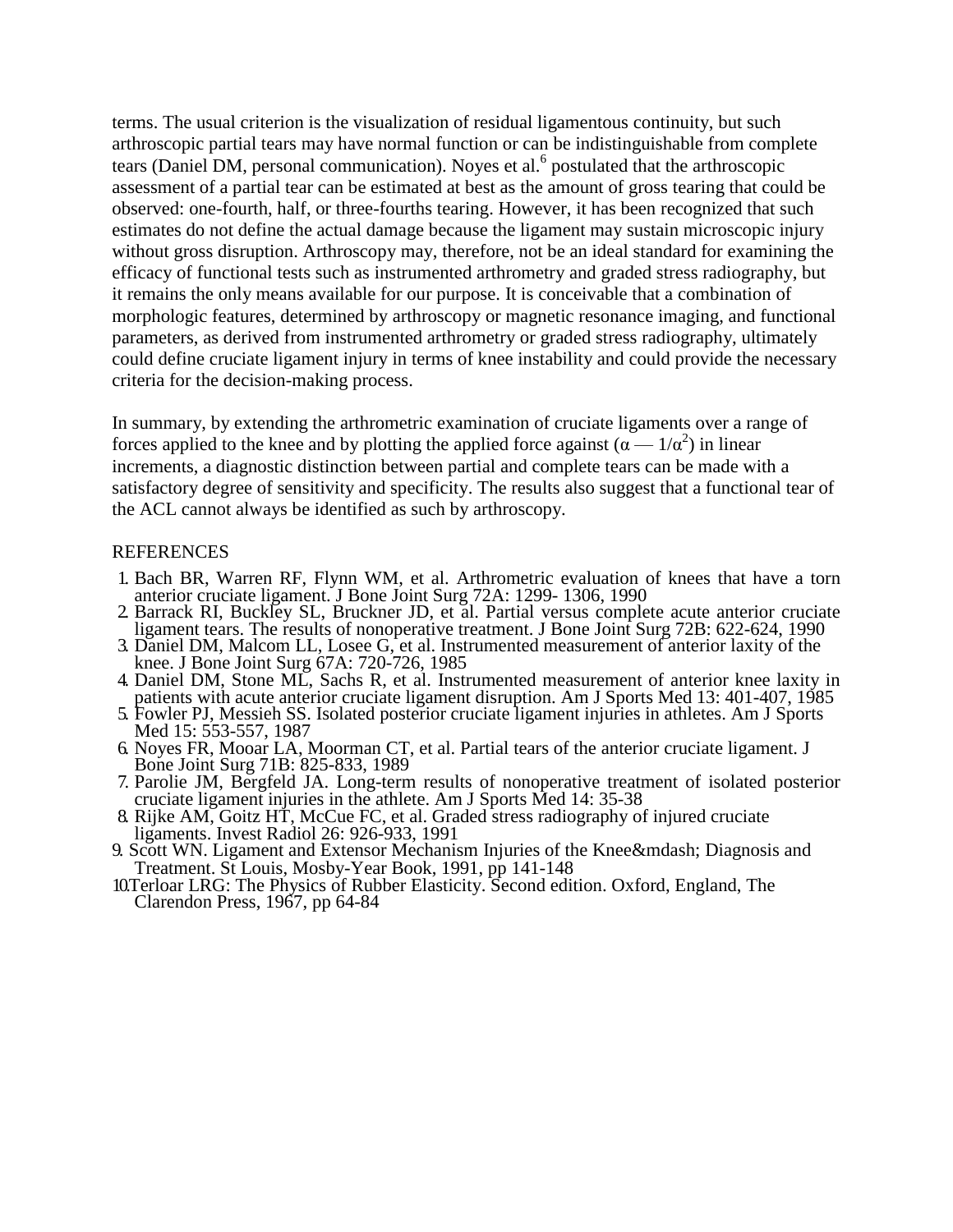terms. The usual criterion is the visualization of residual ligamentous continuity, but such arthroscopic partial tears may have normal function or can be indistinguishable from complete tears (Daniel DM, personal communication). Noyes et al.[6] postulated that the arthroscopic assessment of a partial tear can be estimated at best as the amount of gross tearing that could be observed: one-fourth, half, or three-fourths tearing. However, it has been recognized that such estimates do not define the actual damage because the ligament may sustain microscopic injury without gross disruption. Arthroscopy may, therefore, not be an ideal standard for examining the efficacy of functional tests such as instrumented arthrometry and graded stress radiography, but it remains the only means available for our purpose. It is conceivable that a combination of morphologic features, determined by arthroscopy or magnetic resonance imaging, and functional parameters, as derived from instrumented arthrometry or graded stress radiography, ultimately could define cruciate ligament injury in terms of knee instability and could provide the necessary criteria for the decision-making process.

In summary, by extending the arthrometric examination of cruciate ligaments over a range of forces applied to the knee and by plotting the applied force against ($\alpha — 1/\alpha^2$) in linear increments, a diagnostic distinction between partial and complete tears can be made with a satisfactory degree of sensitivity and specificity. The results also suggest that a functional tear of the ACL cannot always be identified as such by arthroscopy.

## REFERENCES

1. Bach BR, Warren RF, Flynn WM, et al. Arthrometric evaluation of knees that have a torn anterior cruciate ligament. J Bone Joint Surg 72A: 1299- 1306, 1990
2. Barrack RI, Buckley SL, Bruckner JD, et al. Partial versus complete acute anterior cruciate ligament tears. The results of nonoperative treatment. J Bone Joint Surg 72B: 622-624, 1990
3. Daniel DM, Malcom LL, Losee G, et al. Instrumented measurement of anterior laxity of the knee. J Bone Joint Surg 67A: 720-726, 1985
4. Daniel DM, Stone ML, Sachs R, et al. Instrumented measurement of anterior knee laxity in patients with acute anterior cruciate ligament disruption. Am J Sports Med 13: 401-407, 1985
5. Fowler PJ, Messieh SS. Isolated posterior cruciate ligament injuries in athletes. Am J Sports Med 15: 553-557, 1987
6. Noyes FR, Mooar LA, Moorman CT, et al. Partial tears of the anterior cruciate ligament. J Bone Joint Surg 71B: 825-833, 1989
7. Parolie JM, Bergfeld JA. Long-term results of nonoperative treatment of isolated posterior cruciate ligament injuries in the athlete. Am J Sports Med 14: 35-38
8. Rijke AM, Goitz HT, McCue FC, et al. Graded stress radiography of injured cruciate ligaments. Invest Radiol 26: 926-933, 1991
9. Scott WN. Ligament and Extensor Mechanism Injuries of the Knee&mdash; Diagnosis and Treatment. St Louis, Mosby-Year Book, 1991, pp 141-148
10. Terloar LRG: The Physics of Rubber Elasticity. Second edition. Oxford, England, The Clarendon Press, 1967, pp 64-84